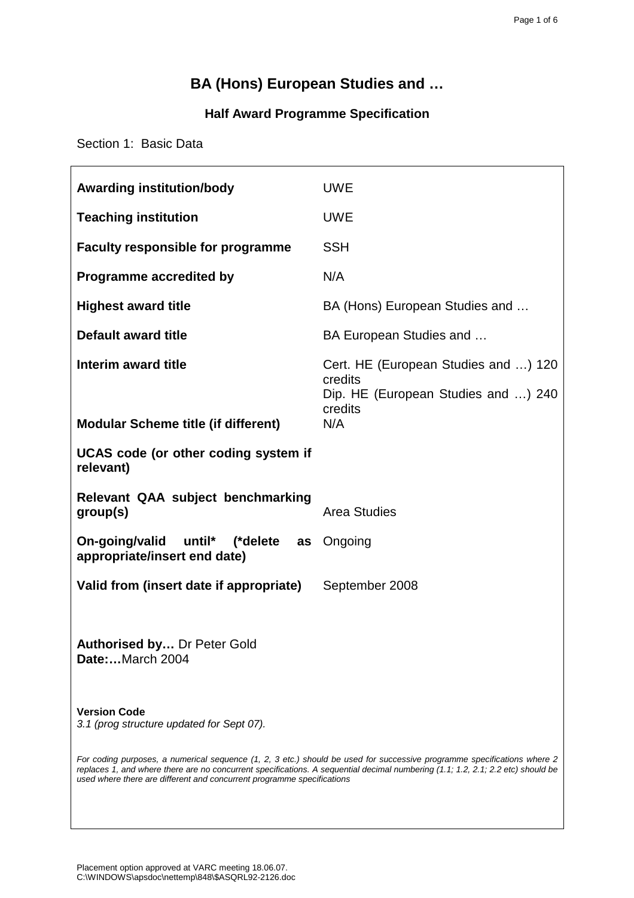# BA (Hons) European Studies and …

## Half Award Programme Specification

Section 1: Basic Data

| | |
|---|---|
| **Awarding institution/body** | UWE |
| **Teaching institution** | UWE |
| **Faculty responsible for programme** | SSH |
| **Programme accredited by** | N/A |
| **Highest award title** | BA (Hons) European Studies and … |
| **Default award title** | BA European Studies and … |
| **Interim award title** | Cert. HE (European Studies and …) 120 credits<br>Dip. HE (European Studies and …) 240 credits |
| **Modular Scheme title (if different)** | N/A |
| **UCAS code (or other coding system if relevant)** | |
| **Relevant QAA subject benchmarking group(s)** | Area Studies |
| **On-going/valid until* (*delete as appropriate/insert end date)** | Ongoing |
| **Valid from (insert date if appropriate)** | September 2008 |

**Authorised by…** Dr Peter Gold
**Date:…**March 2004

**Version Code**
*3.1 (prog structure updated for Sept 07).*

*For coding purposes, a numerical sequence (1, 2, 3 etc.) should be used for successive programme specifications where 2 replaces 1, and where there are no concurrent specifications. A sequential decimal numbering (1.1; 1.2, 2.1; 2.2 etc) should be used where there are different and concurrent programme specifications*

Placement option approved at VARC meeting 18.06.07.
C:\WINDOWS\apsdoc\nettemp\848\$ASQRL92-2126.doc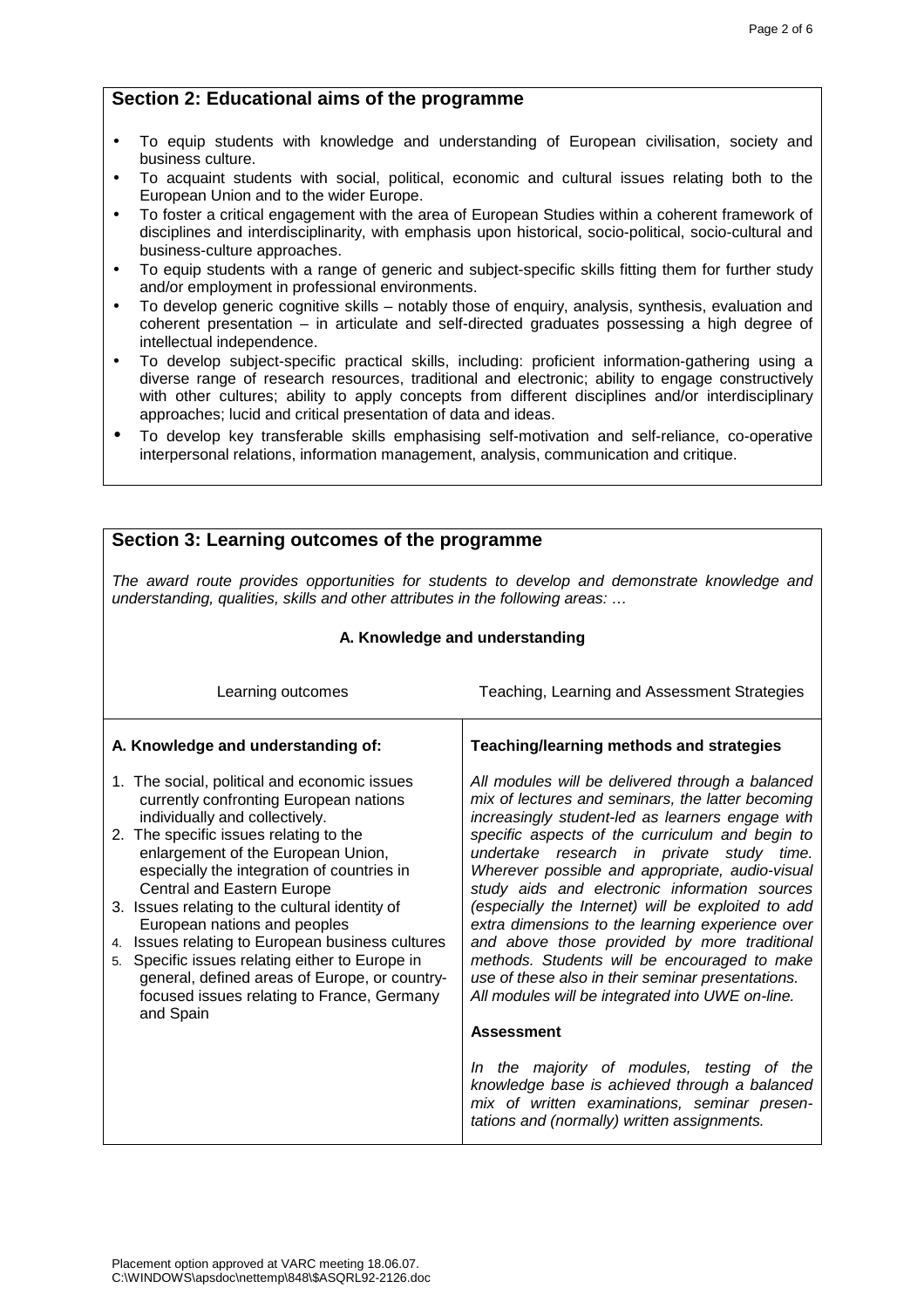## Section 2: Educational aims of the programme

- To equip students with knowledge and understanding of European civilisation, society and business culture.
- To acquaint students with social, political, economic and cultural issues relating both to the European Union and to the wider Europe.
- To foster a critical engagement with the area of European Studies within a coherent framework of disciplines and interdisciplinarity, with emphasis upon historical, socio-political, socio-cultural and business-culture approaches.
- To equip students with a range of generic and subject-specific skills fitting them for further study and/or employment in professional environments.
- To develop generic cognitive skills – notably those of enquiry, analysis, synthesis, evaluation and coherent presentation – in articulate and self-directed graduates possessing a high degree of intellectual independence.
- To develop subject-specific practical skills, including: proficient information-gathering using a diverse range of research resources, traditional and electronic; ability to engage constructively with other cultures; ability to apply concepts from different disciplines and/or interdisciplinary approaches; lucid and critical presentation of data and ideas.
- To develop key transferable skills emphasising self-motivation and self-reliance, co-operative interpersonal relations, information management, analysis, communication and critique.

## Section 3: Learning outcomes of the programme

*The award route provides opportunities for students to develop and demonstrate knowledge and understanding, qualities, skills and other attributes in the following areas: …*

### A. Knowledge and understanding

| Learning outcomes | Teaching, Learning and Assessment Strategies |
|---|---|
| **A. Knowledge and understanding of:**<br><br>1. The social, political and economic issues currently confronting European nations individually and collectively.<br>2. The specific issues relating to the enlargement of the European Union, especially the integration of countries in Central and Eastern Europe<br>3. Issues relating to the cultural identity of European nations and peoples<br>4. Issues relating to European business cultures<br>5. Specific issues relating either to Europe in general, defined areas of Europe, or country-focused issues relating to France, Germany and Spain | **Teaching/learning methods and strategies**<br><br>*All modules will be delivered through a balanced mix of lectures and seminars, the latter becoming increasingly student-led as learners engage with specific aspects of the curriculum and begin to undertake research in private study time. Wherever possible and appropriate, audio-visual study aids and electronic information sources (especially the Internet) will be exploited to add extra dimensions to the learning experience over and above those provided by more traditional methods. Students will be encouraged to make use of these also in their seminar presentations. All modules will be integrated into UWE on-line.*<br><br>**Assessment**<br><br>*In the majority of modules, testing of the knowledge base is achieved through a balanced mix of written examinations, seminar presentations and (normally) written assignments.* |

Placement option approved at VARC meeting 18.06.07.
C:\WINDOWS\apsdoc\nettemp\848\$ASQRL92-2126.doc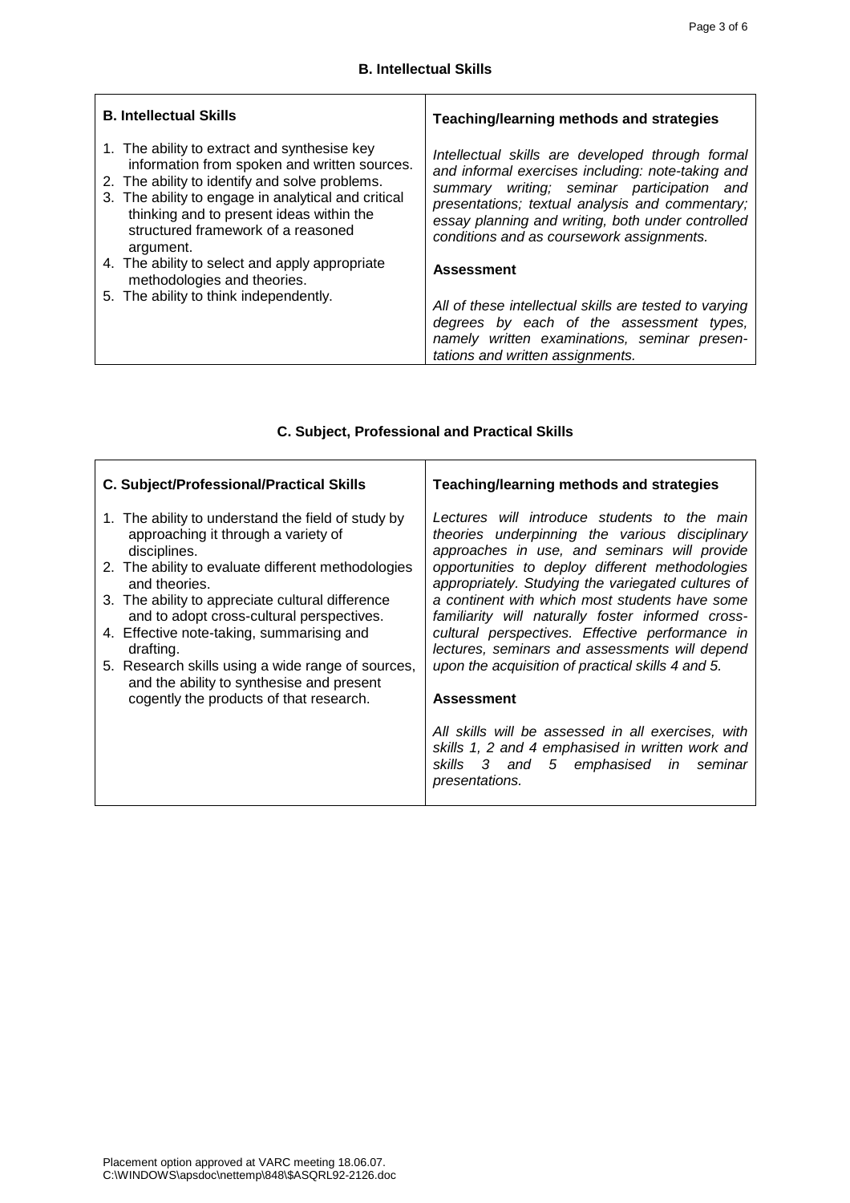### B. Intellectual Skills

| **B. Intellectual Skills** | **Teaching/learning methods and strategies** |
|---|---|
| 1. The ability to extract and synthesise key information from spoken and written sources.<br>2. The ability to identify and solve problems.<br>3. The ability to engage in analytical and critical thinking and to present ideas within the structured framework of a reasoned argument.<br>4. The ability to select and apply appropriate methodologies and theories.<br>5. The ability to think independently. | *Intellectual skills are developed through formal and informal exercises including: note-taking and summary writing; seminar participation and presentations; textual analysis and commentary; essay planning and writing, both under controlled conditions and as coursework assignments.*<br><br>**Assessment**<br><br>*All of these intellectual skills are tested to varying degrees by each of the assessment types, namely written examinations, seminar presentations and written assignments.* |

### C. Subject, Professional and Practical Skills

| **C. Subject/Professional/Practical Skills** | **Teaching/learning methods and strategies** |
|---|---|
| 1. The ability to understand the field of study by approaching it through a variety of disciplines.<br>2. The ability to evaluate different methodologies and theories.<br>3. The ability to appreciate cultural difference and to adopt cross-cultural perspectives.<br>4. Effective note-taking, summarising and drafting.<br>5. Research skills using a wide range of sources, and the ability to synthesise and present cogently the products of that research. | *Lectures will introduce students to the main theories underpinning the various disciplinary approaches in use, and seminars will provide opportunities to deploy different methodologies appropriately. Studying the variegated cultures of a continent with which most students have some familiarity will naturally foster informed cross-cultural perspectives. Effective performance in lectures, seminars and assessments will depend upon the acquisition of practical skills 4 and 5.*<br><br>**Assessment**<br><br>*All skills will be assessed in all exercises, with skills 1, 2 and 4 emphasised in written work and skills 3 and 5 emphasised in seminar presentations.* |

Placement option approved at VARC meeting 18.06.07.
C:\WINDOWS\apsdoc\nettemp\848\$ASQRL92-2126.doc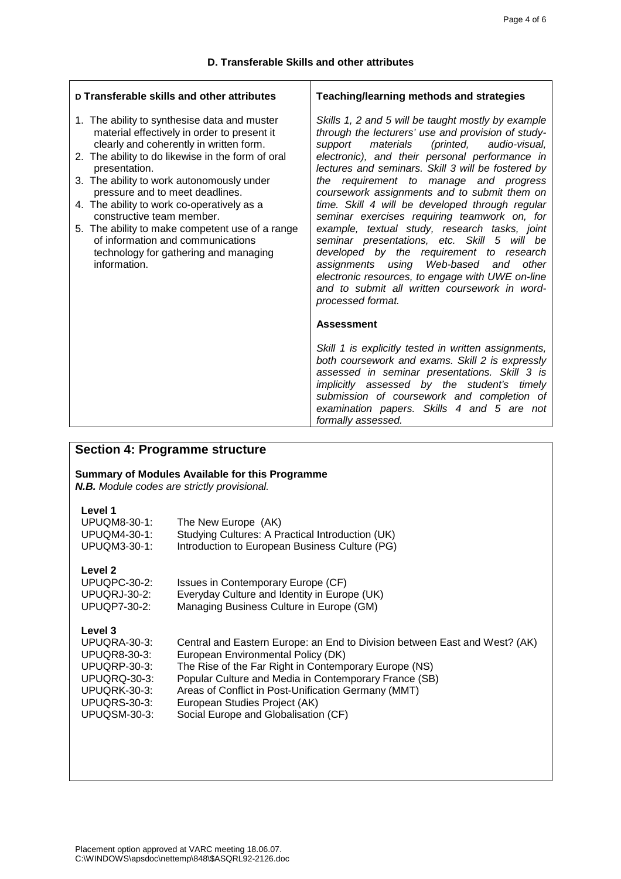## D. Transferable Skills and other attributes

| D Transferable skills and other attributes | Teaching/learning methods and strategies |
| --- | --- |
| 1. The ability to synthesise data and muster material effectively in order to present it clearly and coherently in written form.<br>2. The ability to do likewise in the form of oral presentation.<br>3. The ability to work autonomously under pressure and to meet deadlines.<br>4. The ability to work co-operatively as a constructive team member.<br>5. The ability to make competent use of a range of information and communications technology for gathering and managing information. | *Skills 1, 2 and 5 will be taught mostly by example through the lecturers' use and provision of study-support materials (printed, audio-visual, electronic), and their personal performance in lectures and seminars. Skill 3 will be fostered by the requirement to manage and progress coursework assignments and to submit them on time. Skill 4 will be developed through regular seminar exercises requiring teamwork on, for example, textual study, research tasks, joint seminar presentations, etc. Skill 5 will be developed by the requirement to research assignments using Web-based and other electronic resources, to engage with UWE on-line and to submit all written coursework in word-processed format.*<br><br>**Assessment**<br><br>*Skill 1 is explicitly tested in written assignments, both coursework and exams. Skill 2 is expressly assessed in seminar presentations. Skill 3 is implicitly assessed by the student's timely submission of coursework and completion of examination papers. Skills 4 and 5 are not formally assessed.* |

## Section 4: Programme structure

**Summary of Modules Available for this Programme**

***N.B.** Module codes are strictly provisional.*

**Level 1**

| | |
| --- | --- |
| UPUQM8-30-1: | The New Europe (AK) |
| UPUQM4-30-1: | Studying Cultures: A Practical Introduction (UK) |
| UPUQM3-30-1: | Introduction to European Business Culture (PG) |

**Level 2**

| | |
| --- | --- |
| UPUQPC-30-2: | Issues in Contemporary Europe (CF) |
| UPUQRJ-30-2: | Everyday Culture and Identity in Europe (UK) |
| UPUQP7-30-2: | Managing Business Culture in Europe (GM) |

**Level 3**

| | |
| --- | --- |
| UPUQRA-30-3: | Central and Eastern Europe: an End to Division between East and West? (AK) |
| UPUQR8-30-3: | European Environmental Policy (DK) |
| UPUQRP-30-3: | The Rise of the Far Right in Contemporary Europe (NS) |
| UPUQRQ-30-3: | Popular Culture and Media in Contemporary France (SB) |
| UPUQRK-30-3: | Areas of Conflict in Post-Unification Germany (MMT) |
| UPUQRS-30-3: | European Studies Project (AK) |
| UPUQSM-30-3: | Social Europe and Globalisation (CF) |

Placement option approved at VARC meeting 18.06.07.
C:\WINDOWS\apsdoc\nettemp\848\$ASQRL92-2126.doc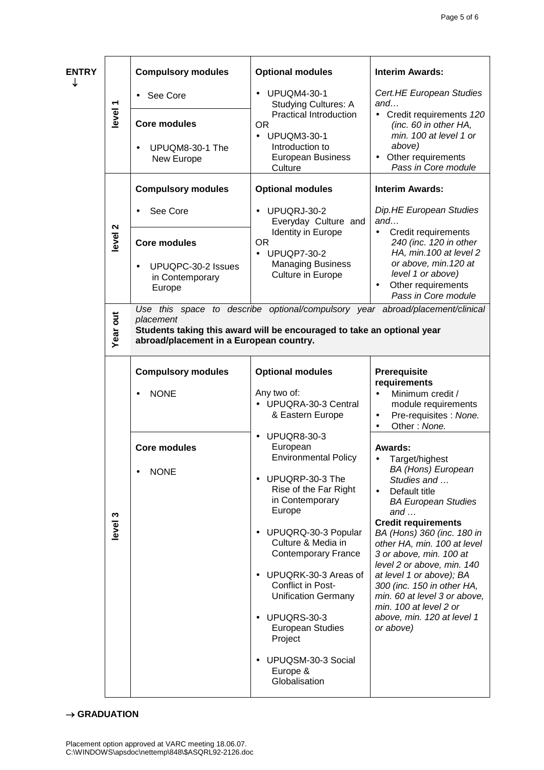**ENTRY ↓**

| | Compulsory modules | Optional modules | Interim Awards: |
|---|---|---|---|
| **level 1** | **Compulsory modules**<br>• See Core<br><br>**Core modules**<br>• UPUQM8-30-1 The New Europe | **Optional modules**<br>• UPUQM4-30-1 Studying Cultures: A Practical Introduction<br>OR<br>• UPUQM3-30-1 Introduction to European Business Culture | **Interim Awards:**<br>*Cert.HE European Studies and…*<br>• Credit requirements *120 (inc. 60 in other HA, min. 100 at level 1 or above)*<br>• Other requirements *Pass in Core module* |
| **level 2** | **Compulsory modules**<br>• See Core<br><br>**Core modules**<br>• UPUQPC-30-2 Issues in Contemporary Europe | **Optional modules**<br>• UPUQRJ-30-2 Everyday Culture and Identity in Europe<br>OR<br>• UPUQP7-30-2 Managing Business Culture in Europe | **Interim Awards:**<br>*Dip.HE European Studies and…*<br>• Credit requirements *240 (inc. 120 in other HA, min.100 at level 2 or above, min.120 at level 1 or above)*<br>• Other requirements *Pass in Core module* |
| **Year out** | *Use this space to describe optional/compulsory year abroad/placement/clinical placement*<br>**Students taking this award will be encouraged to take an optional year abroad/placement in a European country.** | | |
| **level 3** | **Compulsory modules**<br>• NONE<br><br>**Core modules**<br>• NONE | **Optional modules**<br>Any two of:<br>• UPUQRA-30-3 Central & Eastern Europe<br>• UPUQR8-30-3 European Environmental Policy<br>• UPUQRP-30-3 The Rise of the Far Right in Contemporary Europe<br>• UPUQRQ-30-3 Popular Culture & Media in Contemporary France<br>• UPUQRK-30-3 Areas of Conflict in Post-Unification Germany<br>• UPUQRS-30-3 European Studies Project<br>• UPUQSM-30-3 Social Europe & Globalisation | **Prerequisite requirements**<br>• Minimum credit / module requirements<br>• Pre-requisites : *None.*<br>• Other : *None.*<br><br>**Awards:**<br>• Target/highest *BA (Hons) European Studies and …*<br>• Default title *BA European Studies and …*<br>**Credit requirements**<br>*BA (Hons) 360 (inc. 180 in other HA, min. 100 at level 3 or above, min. 100 at level 2 or above, min. 140 at level 1 or above); BA 300 (inc. 150 in other HA, min. 60 at level 3 or above, min. 100 at level 2 or above, min. 120 at level 1 or above)* |

**→ GRADUATION**

Placement option approved at VARC meeting 18.06.07.
C:\WINDOWS\apsdoc\nettemp\848\$ASQRL92-2126.doc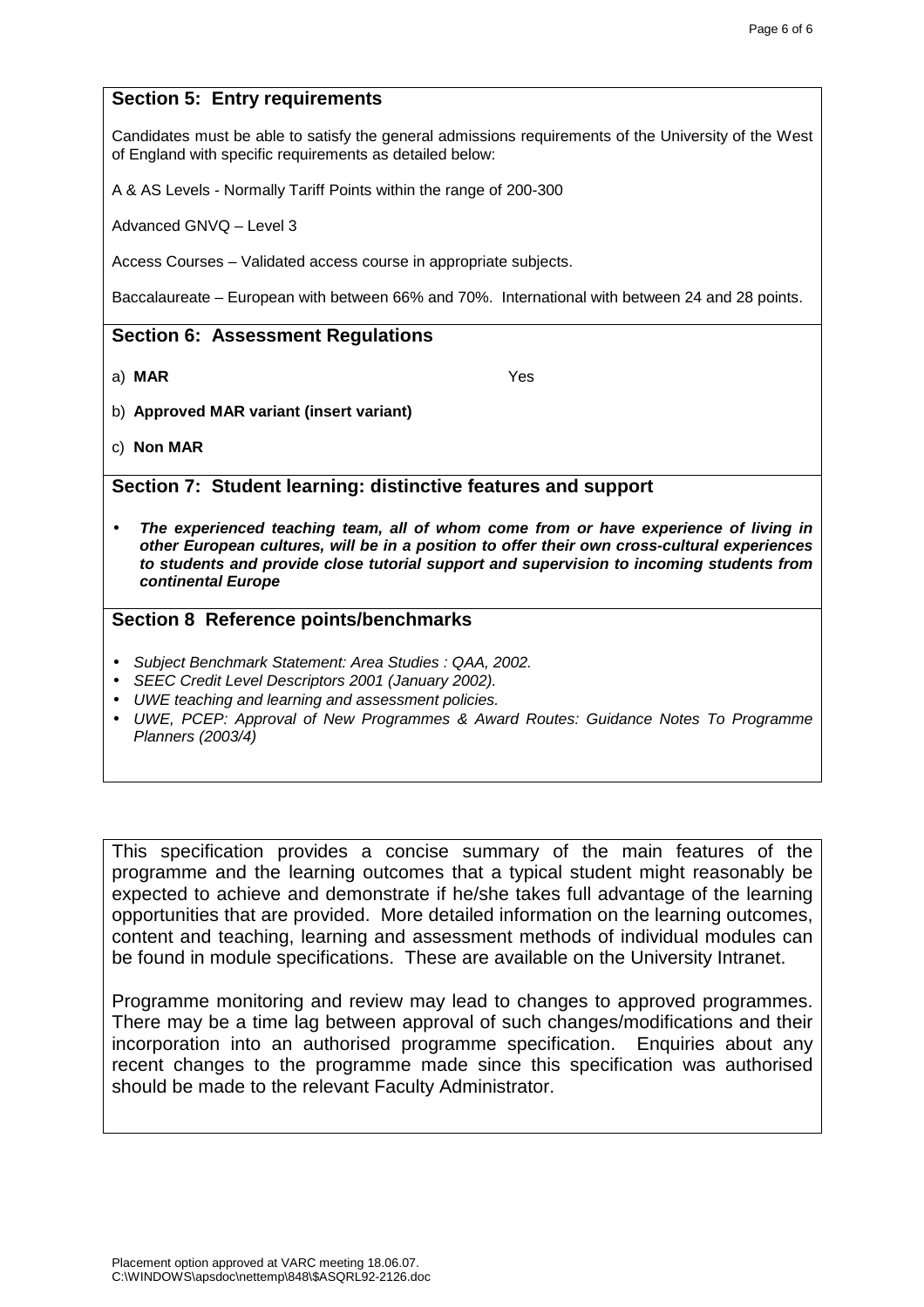## Section 5: Entry requirements

Candidates must be able to satisfy the general admissions requirements of the University of the West of England with specific requirements as detailed below:

A & AS Levels - Normally Tariff Points within the range of 200-300

Advanced GNVQ – Level 3

Access Courses – Validated access course in appropriate subjects.

Baccalaureate – European with between 66% and 70%. International with between 24 and 28 points.

## Section 6: Assessment Regulations

a) **MAR** Yes

b) **Approved MAR variant (insert variant)**

c) **Non MAR**

## Section 7: Student learning: distinctive features and support

- ***The experienced teaching team, all of whom come from or have experience of living in other European cultures, will be in a position to offer their own cross-cultural experiences to students and provide close tutorial support and supervision to incoming students from continental Europe***

## Section 8 Reference points/benchmarks

- *Subject Benchmark Statement: Area Studies : QAA, 2002.*
- *SEEC Credit Level Descriptors 2001 (January 2002).*
- *UWE teaching and learning and assessment policies.*
- *UWE, PCEP: Approval of New Programmes & Award Routes: Guidance Notes To Programme Planners (2003/4)*

This specification provides a concise summary of the main features of the programme and the learning outcomes that a typical student might reasonably be expected to achieve and demonstrate if he/she takes full advantage of the learning opportunities that are provided. More detailed information on the learning outcomes, content and teaching, learning and assessment methods of individual modules can be found in module specifications. These are available on the University Intranet.

Programme monitoring and review may lead to changes to approved programmes. There may be a time lag between approval of such changes/modifications and their incorporation into an authorised programme specification. Enquiries about any recent changes to the programme made since this specification was authorised should be made to the relevant Faculty Administrator.

Placement option approved at VARC meeting 18.06.07.
C:\WINDOWS\apsdoc\nettemp\848\$ASQRL92-2126.doc